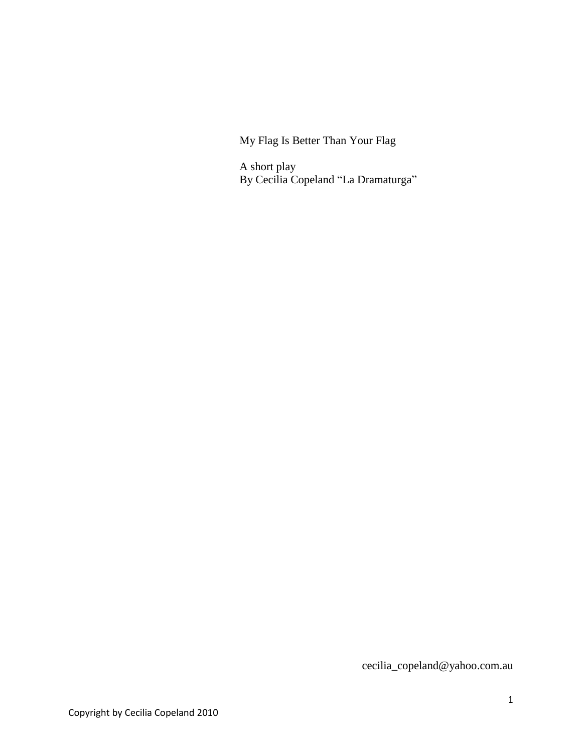# My Flag Is Better Than Your Flag

A short play
By Cecilia Copeland "La Dramaturga"

cecilia_copeland@yahoo.com.au

Copyright by Cecilia Copeland 2010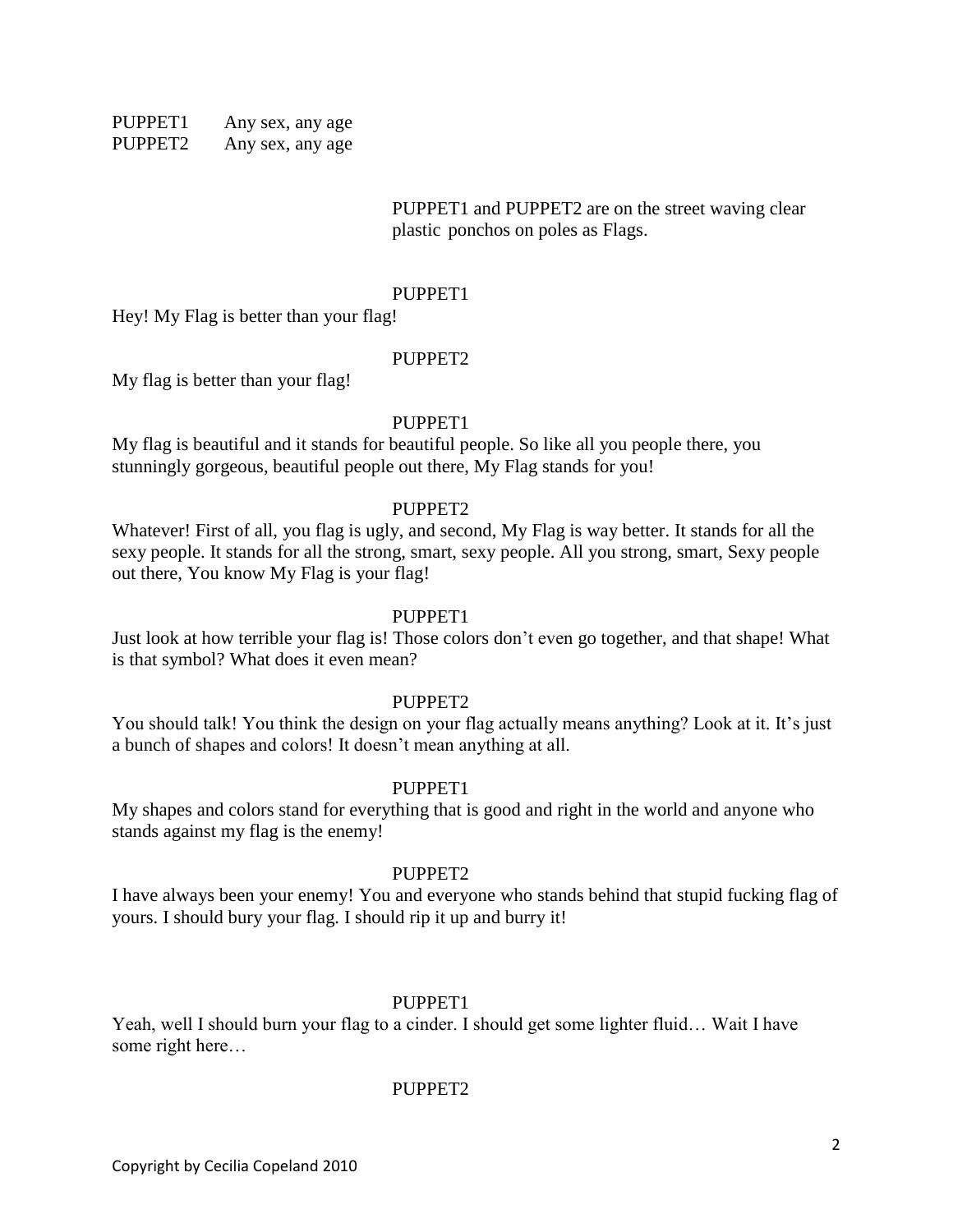PUPPET1 Any sex, any age
PUPPET2 Any sex, any age

PUPPET1 and PUPPET2 are on the street waving clear plastic ponchos on poles as Flags.

PUPPET1

Hey! My Flag is better than your flag!

PUPPET2

My flag is better than your flag!

PUPPET1

My flag is beautiful and it stands for beautiful people. So like all you people there, you stunningly gorgeous, beautiful people out there, My Flag stands for you!

PUPPET2

Whatever! First of all, you flag is ugly, and second, My Flag is way better. It stands for all the sexy people. It stands for all the strong, smart, sexy people. All you strong, smart, Sexy people out there, You know My Flag is your flag!

PUPPET1

Just look at how terrible your flag is! Those colors don't even go together, and that shape! What is that symbol? What does it even mean?

PUPPET2

You should talk! You think the design on your flag actually means anything? Look at it. It's just a bunch of shapes and colors! It doesn't mean anything at all.

PUPPET1

My shapes and colors stand for everything that is good and right in the world and anyone who stands against my flag is the enemy!

PUPPET2

I have always been your enemy! You and everyone who stands behind that stupid fucking flag of yours. I should bury your flag. I should rip it up and burry it!

PUPPET1

Yeah, well I should burn your flag to a cinder. I should get some lighter fluid… Wait I have some right here…

PUPPET2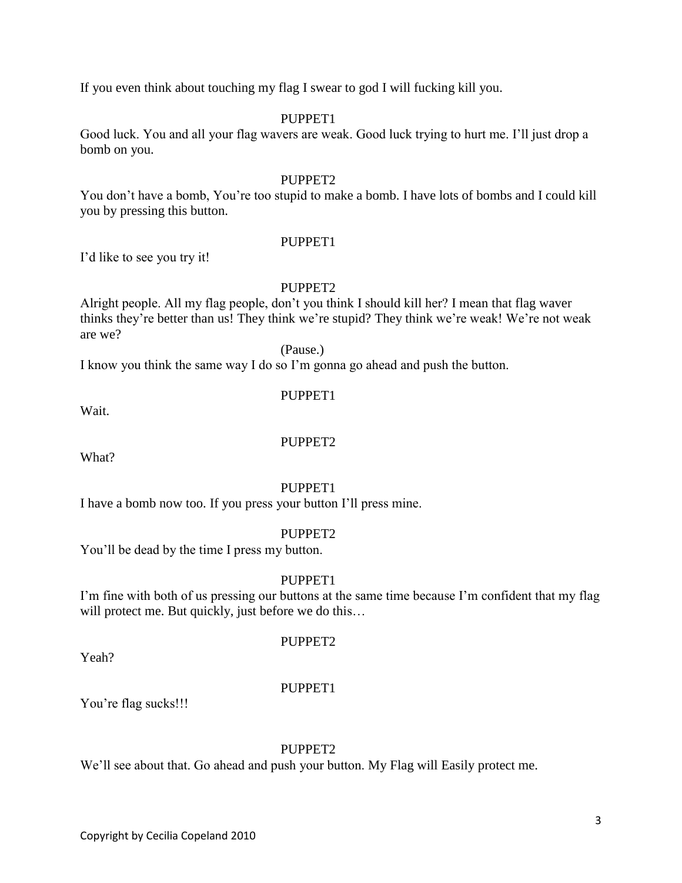If you even think about touching my flag I swear to god I will fucking kill you.

PUPPET1

Good luck. You and all your flag wavers are weak. Good luck trying to hurt me. I'll just drop a bomb on you.

PUPPET2

You don't have a bomb, You're too stupid to make a bomb. I have lots of bombs and I could kill you by pressing this button.

PUPPET1

I'd like to see you try it!

PUPPET2

Alright people. All my flag people, don't you think I should kill her? I mean that flag waver thinks they're better than us! They think we're stupid? They think we're weak! We're not weak are we?

(Pause.)

I know you think the same way I do so I'm gonna go ahead and push the button.

PUPPET1

Wait.

PUPPET2

What?

PUPPET1

I have a bomb now too. If you press your button I'll press mine.

PUPPET2

You'll be dead by the time I press my button.

PUPPET1

I'm fine with both of us pressing our buttons at the same time because I'm confident that my flag will protect me. But quickly, just before we do this…

PUPPET2

Yeah?

PUPPET1

You're flag sucks!!!

PUPPET2

We'll see about that. Go ahead and push your button. My Flag will Easily protect me.

Copyright by Cecilia Copeland 2010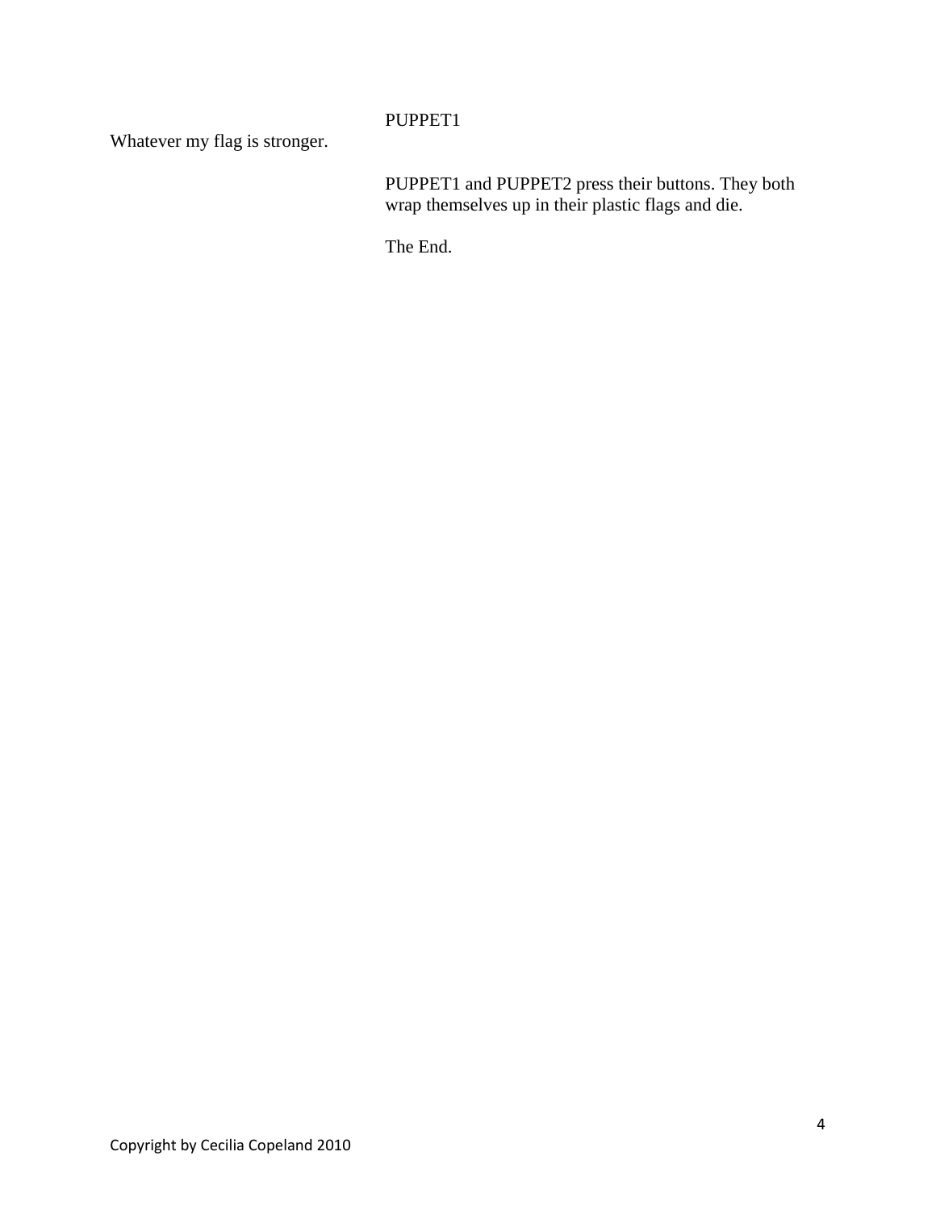PUPPET1

Whatever my flag is stronger.

PUPPET1 and PUPPET2 press their buttons. They both wrap themselves up in their plastic flags and die.

The End.

Copyright by Cecilia Copeland 2010